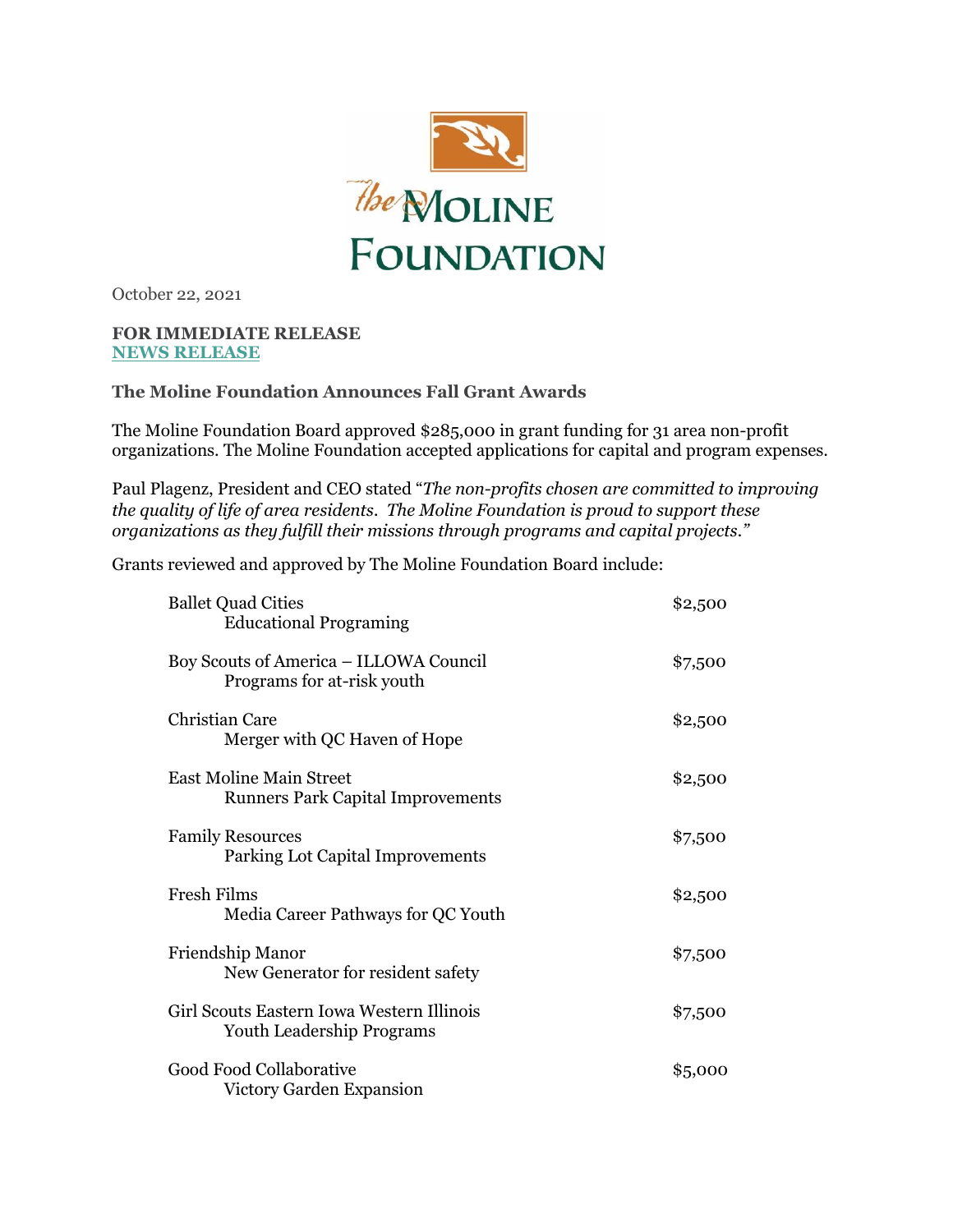# The Moline Foundation

October 22, 2021

**FOR IMMEDIATE RELEASE**
**NEWS RELEASE**

**The Moline Foundation Announces Fall Grant Awards**

The Moline Foundation Board approved $285,000 in grant funding for 31 area non-profit organizations. The Moline Foundation accepted applications for capital and program expenses.

Paul Plagenz, President and CEO stated "*The non-profits chosen are committed to improving the quality of life of area residents. The Moline Foundation is proud to support these organizations as they fulfill their missions through programs and capital projects.*"

Grants reviewed and approved by The Moline Foundation Board include:

| Organization / Purpose | Amount |
|---|---|
| Ballet Quad Cities<br>Educational Programing | $2,500 |
| Boy Scouts of America – ILLOWA Council<br>Programs for at-risk youth | $7,500 |
| Christian Care<br>Merger with QC Haven of Hope | $2,500 |
| East Moline Main Street<br>Runners Park Capital Improvements | $2,500 |
| Family Resources<br>Parking Lot Capital Improvements | $7,500 |
| Fresh Films<br>Media Career Pathways for QC Youth | $2,500 |
| Friendship Manor<br>New Generator for resident safety | $7,500 |
| Girl Scouts Eastern Iowa Western Illinois<br>Youth Leadership Programs | $7,500 |
| Good Food Collaborative<br>Victory Garden Expansion | $5,000 |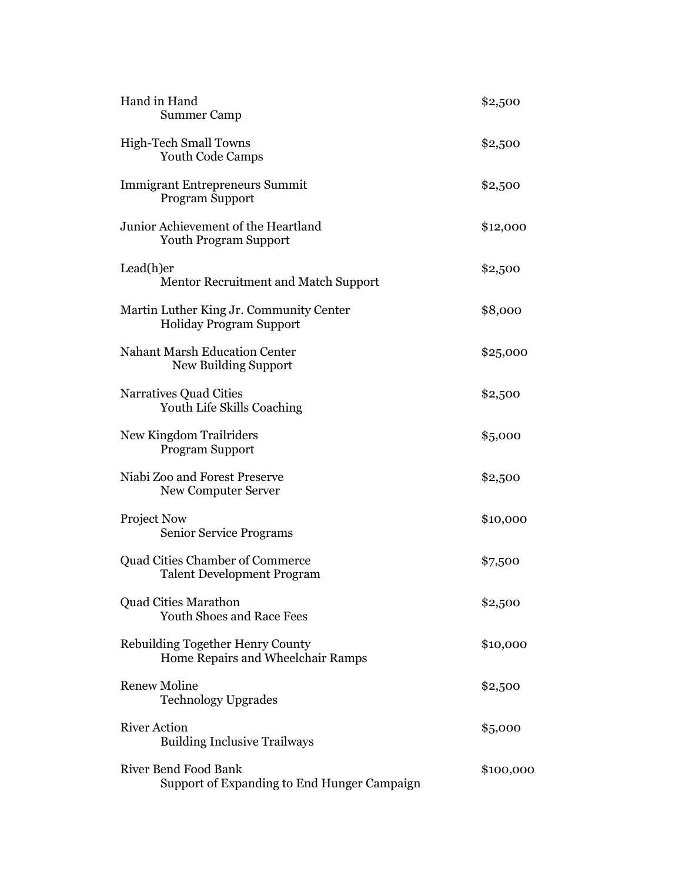| Organization / Purpose | Amount |
|---|---|
| Hand in Hand<br>Summer Camp | $2,500 |
| High-Tech Small Towns<br>Youth Code Camps | $2,500 |
| Immigrant Entrepreneurs Summit<br>Program Support | $2,500 |
| Junior Achievement of the Heartland<br>Youth Program Support | $12,000 |
| Lead(h)er<br>Mentor Recruitment and Match Support | $2,500 |
| Martin Luther King Jr. Community Center<br>Holiday Program Support | $8,000 |
| Nahant Marsh Education Center<br>New Building Support | $25,000 |
| Narratives Quad Cities<br>Youth Life Skills Coaching | $2,500 |
| New Kingdom Trailriders<br>Program Support | $5,000 |
| Niabi Zoo and Forest Preserve<br>New Computer Server | $2,500 |
| Project Now<br>Senior Service Programs | $10,000 |
| Quad Cities Chamber of Commerce<br>Talent Development Program | $7,500 |
| Quad Cities Marathon<br>Youth Shoes and Race Fees | $2,500 |
| Rebuilding Together Henry County<br>Home Repairs and Wheelchair Ramps | $10,000 |
| Renew Moline<br>Technology Upgrades | $2,500 |
| River Action<br>Building Inclusive Trailways | $5,000 |
| River Bend Food Bank<br>Support of Expanding to End Hunger Campaign | $100,000 |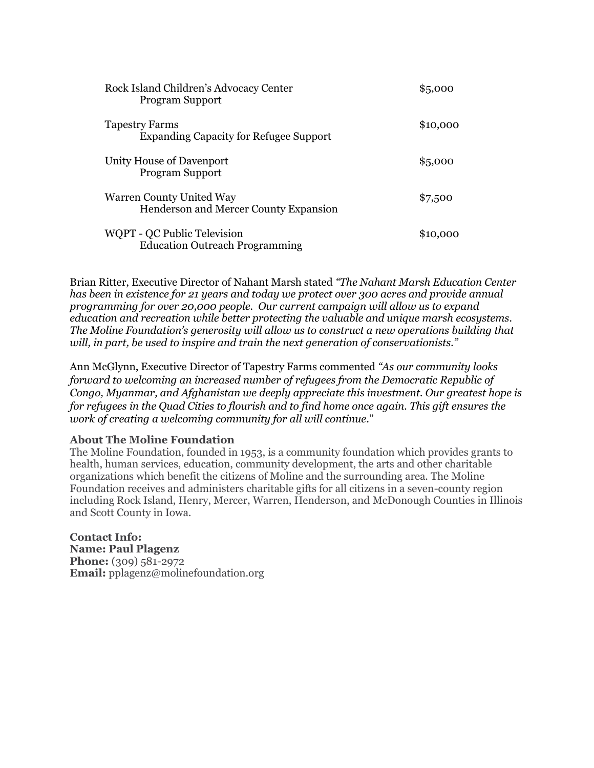| | |
|---|---|
| Rock Island Children's Advocacy Center<br>Program Support | $5,000 |
| Tapestry Farms<br>Expanding Capacity for Refugee Support | $10,000 |
| Unity House of Davenport<br>Program Support | $5,000 |
| Warren County United Way<br>Henderson and Mercer County Expansion | $7,500 |
| WQPT - QC Public Television<br>Education Outreach Programming | $10,000 |

Brian Ritter, Executive Director of Nahant Marsh stated *"The Nahant Marsh Education Center has been in existence for 21 years and today we protect over 300 acres and provide annual programming for over 20,000 people. Our current campaign will allow us to expand education and recreation while better protecting the valuable and unique marsh ecosystems. The Moline Foundation's generosity will allow us to construct a new operations building that will, in part, be used to inspire and train the next generation of conservationists."*

Ann McGlynn, Executive Director of Tapestry Farms commented *"As our community looks forward to welcoming an increased number of refugees from the Democratic Republic of Congo, Myanmar, and Afghanistan we deeply appreciate this investment. Our greatest hope is for refugees in the Quad Cities to flourish and to find home once again. This gift ensures the work of creating a welcoming community for all will continue."*

**About The Moline Foundation**

The Moline Foundation, founded in 1953, is a community foundation which provides grants to health, human services, education, community development, the arts and other charitable organizations which benefit the citizens of Moline and the surrounding area. The Moline Foundation receives and administers charitable gifts for all citizens in a seven-county region including Rock Island, Henry, Mercer, Warren, Henderson, and McDonough Counties in Illinois and Scott County in Iowa.

**Contact Info:**
**Name: Paul Plagenz**
**Phone:** (309) 581-2972
**Email:** pplagenz@molinefoundation.org